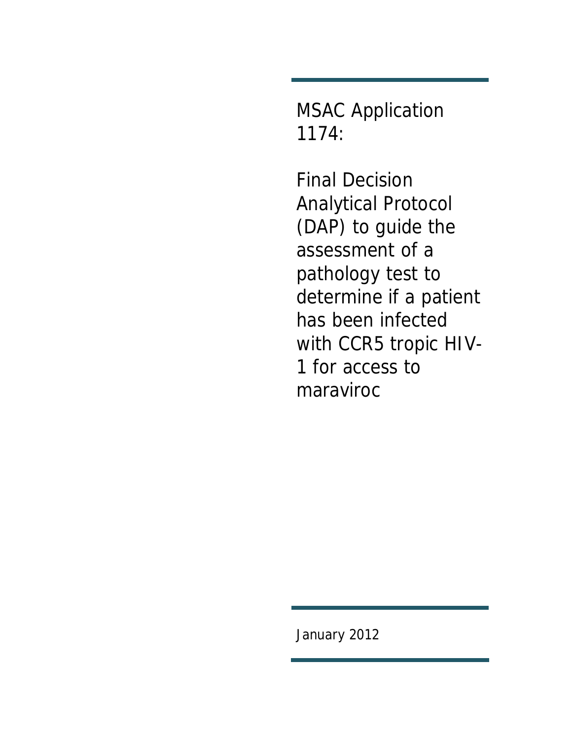# MSAC Application 1174:

## Final Decision Analytical Protocol (DAP) to guide the assessment of a pathology test to determine if a patient has been infected with CCR5 tropic HIV-1 for access to maraviroc

January 2012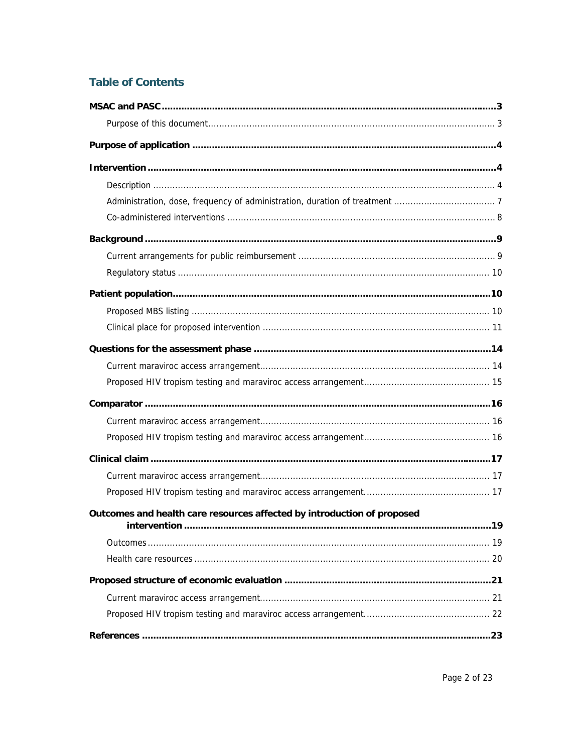# Table of Contents

**MSAC and PASC** ..... 3

- Purpose of this document ..... 3

**Purpose of application** ..... 4

**Intervention** ..... 4

- Description ..... 4
- Administration, dose, frequency of administration, duration of treatment ..... 7
- Co-administered interventions ..... 8

**Background** ..... 9

- Current arrangements for public reimbursement ..... 9
- Regulatory status ..... 10

**Patient population** ..... 10

- Proposed MBS listing ..... 10
- Clinical place for proposed intervention ..... 11

**Questions for the assessment phase** ..... 14

- Current maraviroc access arrangement ..... 14
- Proposed HIV tropism testing and maraviroc access arrangement ..... 15

**Comparator** ..... 16

- Current maraviroc access arrangement ..... 16
- Proposed HIV tropism testing and maraviroc access arrangement ..... 16

**Clinical claim** ..... 17

- Current maraviroc access arrangement ..... 17
- Proposed HIV tropism testing and maraviroc access arrangement ..... 17

**Outcomes and health care resources affected by introduction of proposed intervention** ..... 19

- Outcomes ..... 19
- Health care resources ..... 20

**Proposed structure of economic evaluation** ..... 21

- Current maraviroc access arrangement ..... 21
- Proposed HIV tropism testing and maraviroc access arrangement ..... 22

**References** ..... 23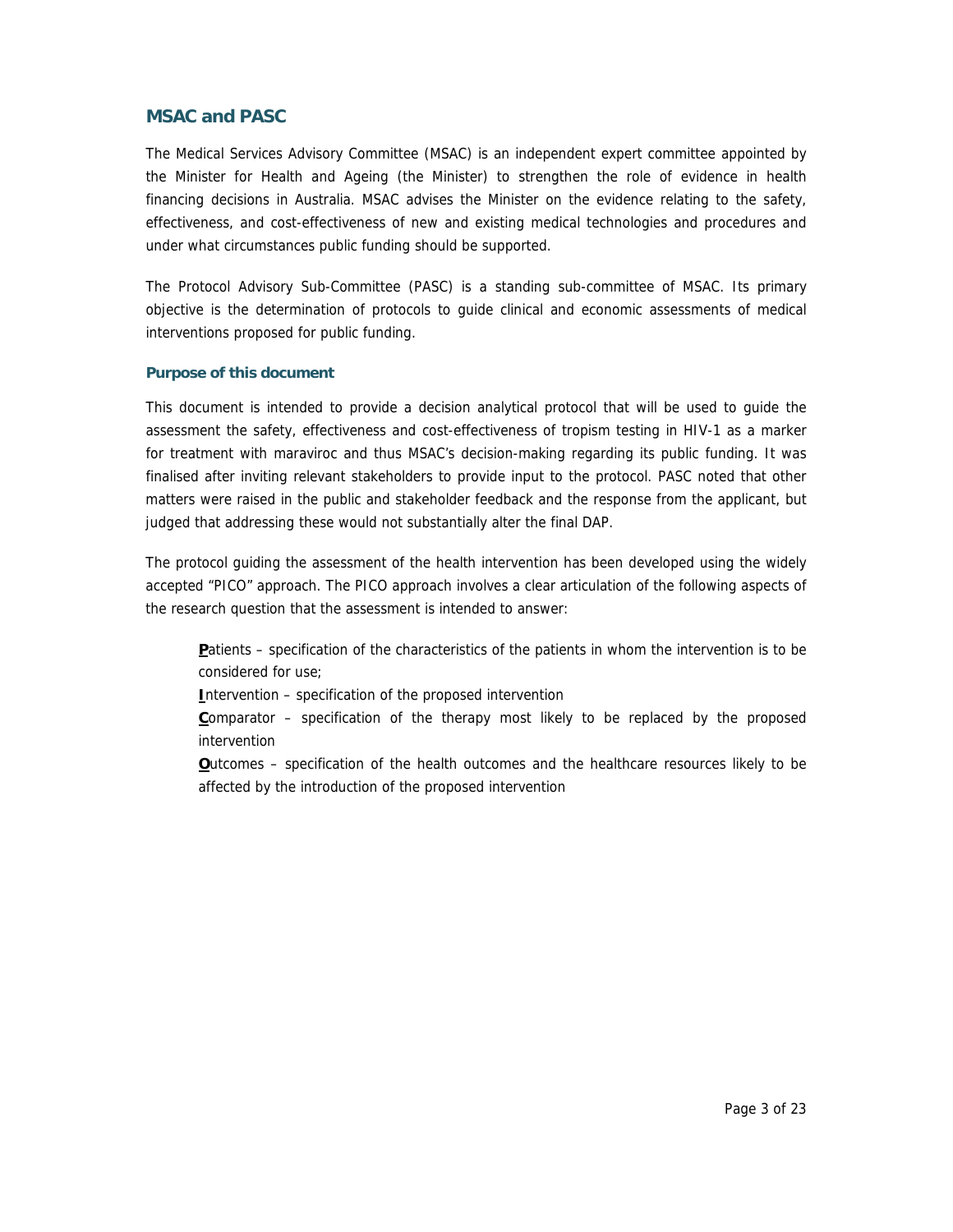## MSAC and PASC

The Medical Services Advisory Committee (MSAC) is an independent expert committee appointed by the Minister for Health and Ageing (the Minister) to strengthen the role of evidence in health financing decisions in Australia. MSAC advises the Minister on the evidence relating to the safety, effectiveness, and cost-effectiveness of new and existing medical technologies and procedures and under what circumstances public funding should be supported.

The Protocol Advisory Sub-Committee (PASC) is a standing sub-committee of MSAC. Its primary objective is the determination of protocols to guide clinical and economic assessments of medical interventions proposed for public funding.

### Purpose of this document

This document is intended to provide a decision analytical protocol that will be used to guide the assessment the safety, effectiveness and cost-effectiveness of tropism testing in HIV-1 as a marker for treatment with maraviroc and thus MSAC's decision-making regarding its public funding. It was finalised after inviting relevant stakeholders to provide input to the protocol. PASC noted that other matters were raised in the public and stakeholder feedback and the response from the applicant, but judged that addressing these would not substantially alter the final DAP.

The protocol guiding the assessment of the health intervention has been developed using the widely accepted "PICO" approach. The PICO approach involves a clear articulation of the following aspects of the research question that the assessment is intended to answer:

**P**atients – specification of the characteristics of the patients in whom the intervention is to be considered for use;

**I**ntervention – specification of the proposed intervention

**C**omparator – specification of the therapy most likely to be replaced by the proposed intervention

**O**utcomes – specification of the health outcomes and the healthcare resources likely to be affected by the introduction of the proposed intervention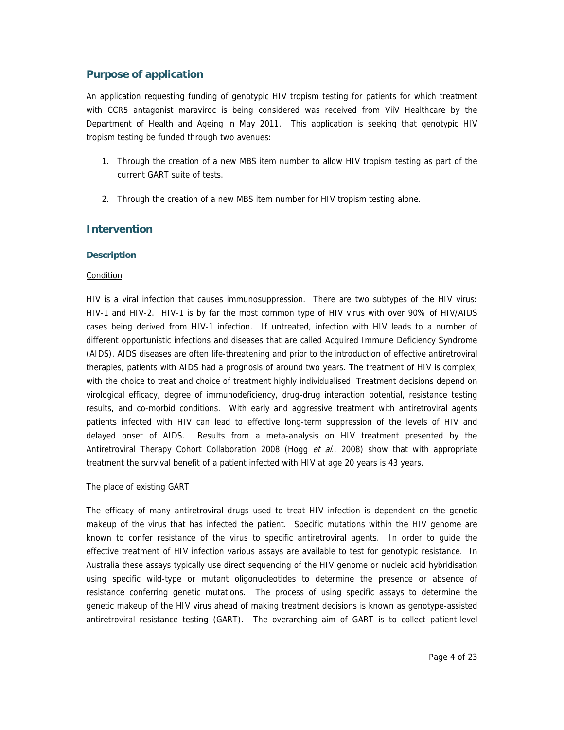## Purpose of application

An application requesting funding of genotypic HIV tropism testing for patients for which treatment with CCR5 antagonist maraviroc is being considered was received from ViiV Healthcare by the Department of Health and Ageing in May 2011. This application is seeking that genotypic HIV tropism testing be funded through two avenues:

1. Through the creation of a new MBS item number to allow HIV tropism testing as part of the current GART suite of tests.
2. Through the creation of a new MBS item number for HIV tropism testing alone.

## Intervention

### Description

Condition

HIV is a viral infection that causes immunosuppression. There are two subtypes of the HIV virus: HIV-1 and HIV-2. HIV-1 is by far the most common type of HIV virus with over 90% of HIV/AIDS cases being derived from HIV-1 infection. If untreated, infection with HIV leads to a number of different opportunistic infections and diseases that are called Acquired Immune Deficiency Syndrome (AIDS). AIDS diseases are often life-threatening and prior to the introduction of effective antiretroviral therapies, patients with AIDS had a prognosis of around two years. The treatment of HIV is complex, with the choice to treat and choice of treatment highly individualised. Treatment decisions depend on virological efficacy, degree of immunodeficiency, drug-drug interaction potential, resistance testing results, and co-morbid conditions. With early and aggressive treatment with antiretroviral agents patients infected with HIV can lead to effective long-term suppression of the levels of HIV and delayed onset of AIDS. Results from a meta-analysis on HIV treatment presented by the Antiretroviral Therapy Cohort Collaboration 2008 (Hogg *et al.*, 2008) show that with appropriate treatment the survival benefit of a patient infected with HIV at age 20 years is 43 years.

The place of existing GART

The efficacy of many antiretroviral drugs used to treat HIV infection is dependent on the genetic makeup of the virus that has infected the patient. Specific mutations within the HIV genome are known to confer resistance of the virus to specific antiretroviral agents. In order to guide the effective treatment of HIV infection various assays are available to test for genotypic resistance. In Australia these assays typically use direct sequencing of the HIV genome or nucleic acid hybridisation using specific wild-type or mutant oligonucleotides to determine the presence or absence of resistance conferring genetic mutations. The process of using specific assays to determine the genetic makeup of the HIV virus ahead of making treatment decisions is known as genotype-assisted antiretroviral resistance testing (GART). The overarching aim of GART is to collect patient-level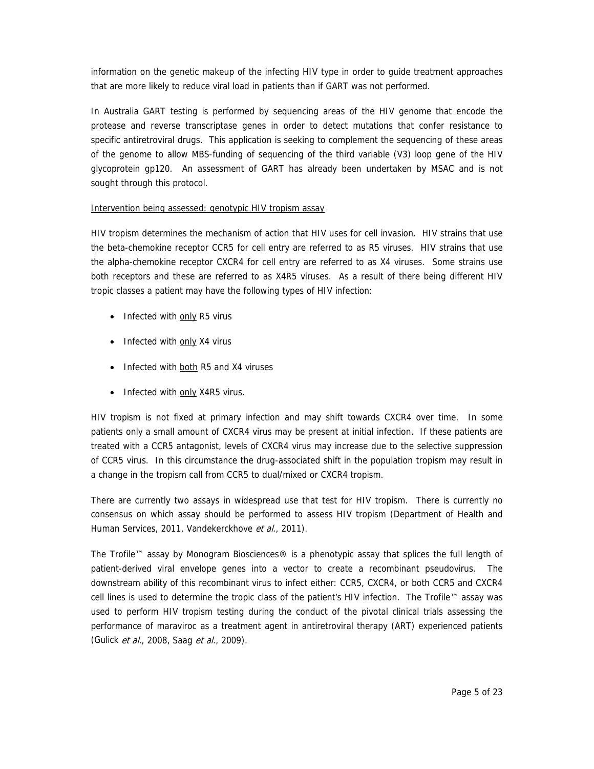information on the genetic makeup of the infecting HIV type in order to guide treatment approaches that are more likely to reduce viral load in patients than if GART was not performed.

In Australia GART testing is performed by sequencing areas of the HIV genome that encode the protease and reverse transcriptase genes in order to detect mutations that confer resistance to specific antiretroviral drugs. This application is seeking to complement the sequencing of these areas of the genome to allow MBS-funding of sequencing of the third variable (V3) loop gene of the HIV glycoprotein gp120. An assessment of GART has already been undertaken by MSAC and is not sought through this protocol.

<u>Intervention being assessed: genotypic HIV tropism assay</u>

HIV tropism determines the mechanism of action that HIV uses for cell invasion. HIV strains that use the beta-chemokine receptor CCR5 for cell entry are referred to as R5 viruses. HIV strains that use the alpha-chemokine receptor CXCR4 for cell entry are referred to as X4 viruses. Some strains use both receptors and these are referred to as X4R5 viruses. As a result of there being different HIV tropic classes a patient may have the following types of HIV infection:

- Infected with <u>only</u> R5 virus
- Infected with <u>only</u> X4 virus
- Infected with <u>both</u> R5 and X4 viruses
- Infected with <u>only</u> X4R5 virus.

HIV tropism is not fixed at primary infection and may shift towards CXCR4 over time. In some patients only a small amount of CXCR4 virus may be present at initial infection. If these patients are treated with a CCR5 antagonist, levels of CXCR4 virus may increase due to the selective suppression of CCR5 virus. In this circumstance the drug-associated shift in the population tropism may result in a change in the tropism call from CCR5 to dual/mixed or CXCR4 tropism.

There are currently two assays in widespread use that test for HIV tropism. There is currently no consensus on which assay should be performed to assess HIV tropism (Department of Health and Human Services, 2011, Vandekerckhove *et al.*, 2011).

The Trofile™ assay by Monogram Biosciences® is a phenotypic assay that splices the full length of patient-derived viral envelope genes into a vector to create a recombinant pseudovirus. The downstream ability of this recombinant virus to infect either: CCR5, CXCR4, or both CCR5 and CXCR4 cell lines is used to determine the tropic class of the patient's HIV infection. The Trofile™ assay was used to perform HIV tropism testing during the conduct of the pivotal clinical trials assessing the performance of maraviroc as a treatment agent in antiretroviral therapy (ART) experienced patients (Gulick *et al.*, 2008, Saag *et al.*, 2009).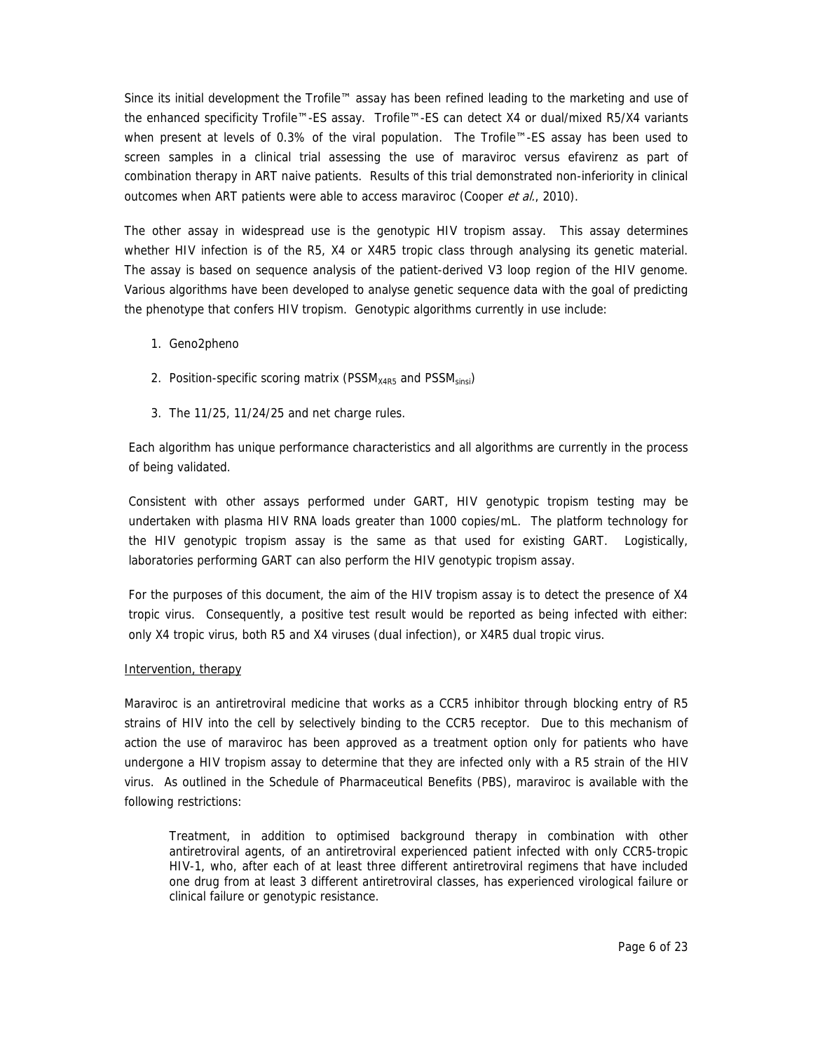Since its initial development the Trofile™ assay has been refined leading to the marketing and use of the enhanced specificity Trofile™-ES assay. Trofile™-ES can detect X4 or dual/mixed R5/X4 variants when present at levels of 0.3% of the viral population. The Trofile™-ES assay has been used to screen samples in a clinical trial assessing the use of maraviroc versus efavirenz as part of combination therapy in ART naive patients. Results of this trial demonstrated non-inferiority in clinical outcomes when ART patients were able to access maraviroc (Cooper *et al.*, 2010).

The other assay in widespread use is the genotypic HIV tropism assay. This assay determines whether HIV infection is of the R5, X4 or X4R5 tropic class through analysing its genetic material. The assay is based on sequence analysis of the patient-derived V3 loop region of the HIV genome. Various algorithms have been developed to analyse genetic sequence data with the goal of predicting the phenotype that confers HIV tropism. Genotypic algorithms currently in use include:

1. Geno2pheno
2. Position-specific scoring matrix ($PSSM_{X4R5}$ and $PSSM_{sinsi}$)
3. The 11/25, 11/24/25 and net charge rules.

Each algorithm has unique performance characteristics and all algorithms are currently in the process of being validated.

Consistent with other assays performed under GART, HIV genotypic tropism testing may be undertaken with plasma HIV RNA loads greater than 1000 copies/mL. The platform technology for the HIV genotypic tropism assay is the same as that used for existing GART. Logistically, laboratories performing GART can also perform the HIV genotypic tropism assay.

For the purposes of this document, the aim of the HIV tropism assay is to detect the presence of X4 tropic virus. Consequently, a positive test result would be reported as being infected with either: only X4 tropic virus, both R5 and X4 viruses (dual infection), or X4R5 dual tropic virus.

Intervention, therapy

Maraviroc is an antiretroviral medicine that works as a CCR5 inhibitor through blocking entry of R5 strains of HIV into the cell by selectively binding to the CCR5 receptor. Due to this mechanism of action the use of maraviroc has been approved as a treatment option only for patients who have undergone a HIV tropism assay to determine that they are infected only with a R5 strain of the HIV virus. As outlined in the Schedule of Pharmaceutical Benefits (PBS), maraviroc is available with the following restrictions:

> Treatment, in addition to optimised background therapy in combination with other antiretroviral agents, of an antiretroviral experienced patient infected with only CCR5-tropic HIV-1, who, after each of at least three different antiretroviral regimens that have included one drug from at least 3 different antiretroviral classes, has experienced virological failure or clinical failure or genotypic resistance.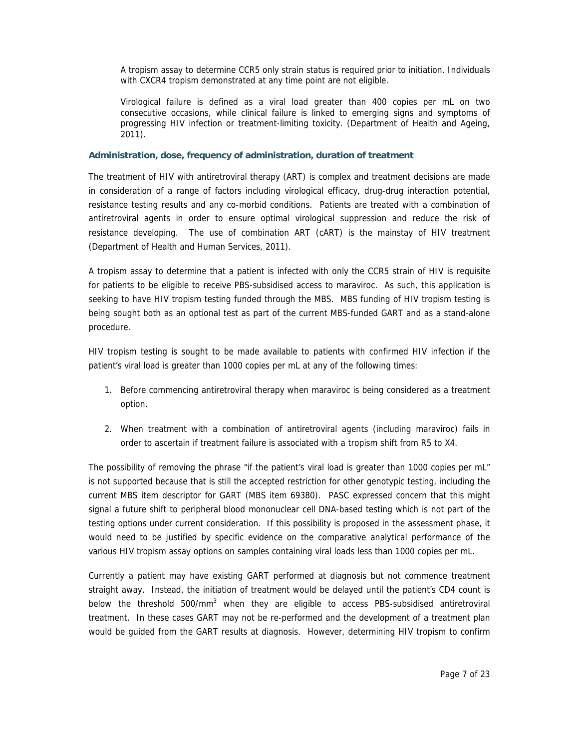A tropism assay to determine CCR5 only strain status is required prior to initiation. Individuals with CXCR4 tropism demonstrated at any time point are not eligible.

Virological failure is defined as a viral load greater than 400 copies per mL on two consecutive occasions, while clinical failure is linked to emerging signs and symptoms of progressing HIV infection or treatment-limiting toxicity. (Department of Health and Ageing, 2011).

### Administration, dose, frequency of administration, duration of treatment

The treatment of HIV with antiretroviral therapy (ART) is complex and treatment decisions are made in consideration of a range of factors including virological efficacy, drug-drug interaction potential, resistance testing results and any co-morbid conditions. Patients are treated with a combination of antiretroviral agents in order to ensure optimal virological suppression and reduce the risk of resistance developing. The use of combination ART (cART) is the mainstay of HIV treatment (Department of Health and Human Services, 2011).

A tropism assay to determine that a patient is infected with only the CCR5 strain of HIV is requisite for patients to be eligible to receive PBS-subsidised access to maraviroc. As such, this application is seeking to have HIV tropism testing funded through the MBS. MBS funding of HIV tropism testing is being sought both as an optional test as part of the current MBS-funded GART and as a stand-alone procedure.

HIV tropism testing is sought to be made available to patients with confirmed HIV infection if the patient's viral load is greater than 1000 copies per mL at any of the following times:

1. Before commencing antiretroviral therapy when maraviroc is being considered as a treatment option.
2. When treatment with a combination of antiretroviral agents (including maraviroc) fails in order to ascertain if treatment failure is associated with a tropism shift from R5 to X4.

The possibility of removing the phrase "if the patient's viral load is greater than 1000 copies per mL" is not supported because that is still the accepted restriction for other genotypic testing, including the current MBS item descriptor for GART (MBS item 69380). PASC expressed concern that this might signal a future shift to peripheral blood mononuclear cell DNA-based testing which is not part of the testing options under current consideration. If this possibility is proposed in the assessment phase, it would need to be justified by specific evidence on the comparative analytical performance of the various HIV tropism assay options on samples containing viral loads less than 1000 copies per mL.

Currently a patient may have existing GART performed at diagnosis but not commence treatment straight away. Instead, the initiation of treatment would be delayed until the patient's CD4 count is below the threshold $500/mm^3$ when they are eligible to access PBS-subsidised antiretroviral treatment. In these cases GART may not be re-performed and the development of a treatment plan would be guided from the GART results at diagnosis. However, determining HIV tropism to confirm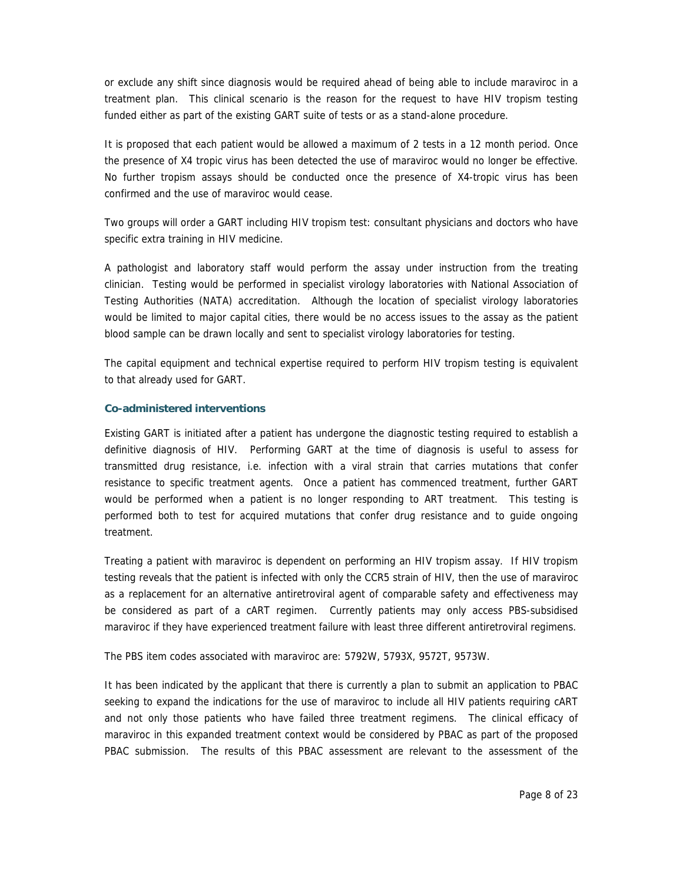or exclude any shift since diagnosis would be required ahead of being able to include maraviroc in a treatment plan. This clinical scenario is the reason for the request to have HIV tropism testing funded either as part of the existing GART suite of tests or as a stand-alone procedure.

It is proposed that each patient would be allowed a maximum of 2 tests in a 12 month period. Once the presence of X4 tropic virus has been detected the use of maraviroc would no longer be effective. No further tropism assays should be conducted once the presence of X4-tropic virus has been confirmed and the use of maraviroc would cease.

Two groups will order a GART including HIV tropism test: consultant physicians and doctors who have specific extra training in HIV medicine.

A pathologist and laboratory staff would perform the assay under instruction from the treating clinician. Testing would be performed in specialist virology laboratories with National Association of Testing Authorities (NATA) accreditation. Although the location of specialist virology laboratories would be limited to major capital cities, there would be no access issues to the assay as the patient blood sample can be drawn locally and sent to specialist virology laboratories for testing.

The capital equipment and technical expertise required to perform HIV tropism testing is equivalent to that already used for GART.

### Co-administered interventions

Existing GART is initiated after a patient has undergone the diagnostic testing required to establish a definitive diagnosis of HIV. Performing GART at the time of diagnosis is useful to assess for transmitted drug resistance, i.e. infection with a viral strain that carries mutations that confer resistance to specific treatment agents. Once a patient has commenced treatment, further GART would be performed when a patient is no longer responding to ART treatment. This testing is performed both to test for acquired mutations that confer drug resistance and to guide ongoing treatment.

Treating a patient with maraviroc is dependent on performing an HIV tropism assay. If HIV tropism testing reveals that the patient is infected with only the CCR5 strain of HIV, then the use of maraviroc as a replacement for an alternative antiretroviral agent of comparable safety and effectiveness may be considered as part of a cART regimen. Currently patients may only access PBS-subsidised maraviroc if they have experienced treatment failure with least three different antiretroviral regimens.

The PBS item codes associated with maraviroc are: 5792W, 5793X, 9572T, 9573W.

It has been indicated by the applicant that there is currently a plan to submit an application to PBAC seeking to expand the indications for the use of maraviroc to include all HIV patients requiring cART and not only those patients who have failed three treatment regimens. The clinical efficacy of maraviroc in this expanded treatment context would be considered by PBAC as part of the proposed PBAC submission. The results of this PBAC assessment are relevant to the assessment of the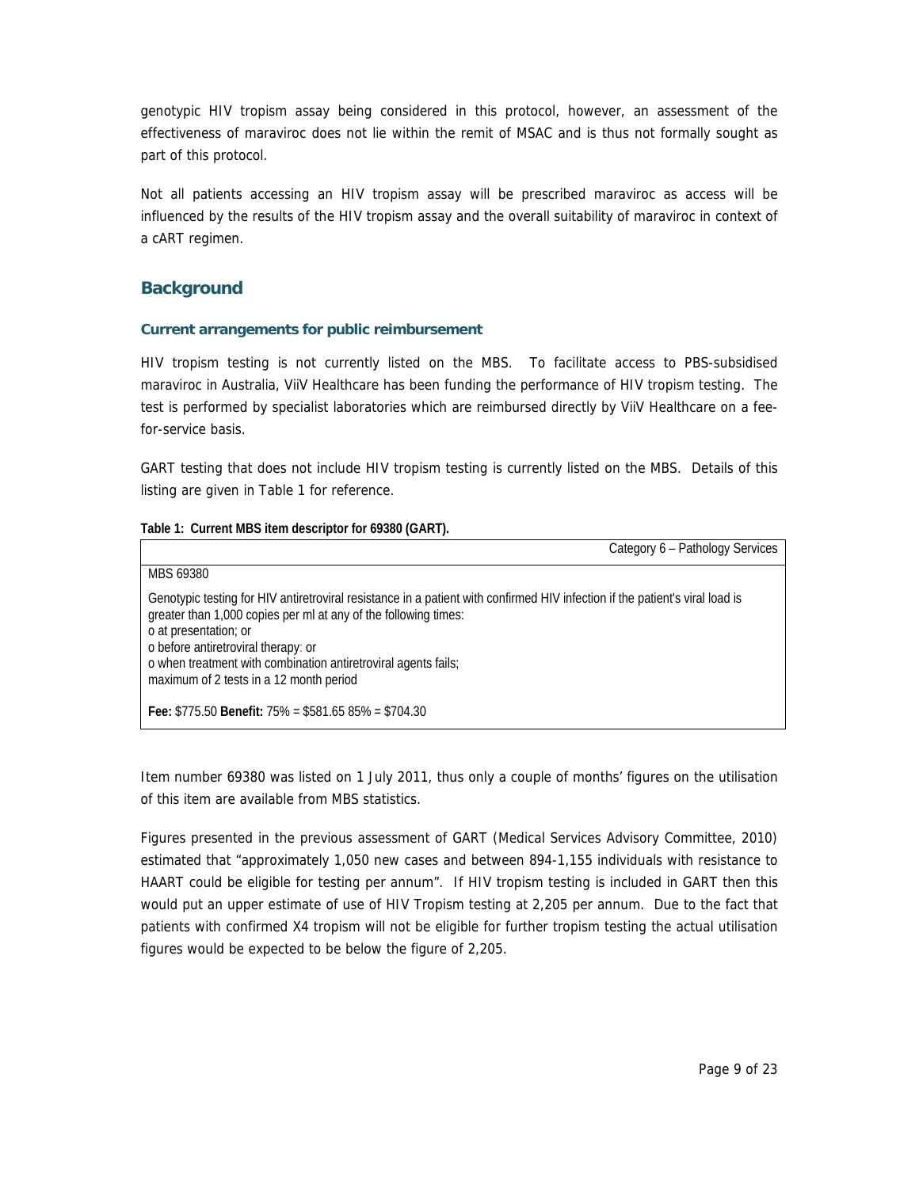genotypic HIV tropism assay being considered in this protocol, however, an assessment of the effectiveness of maraviroc does not lie within the remit of MSAC and is thus not formally sought as part of this protocol.

Not all patients accessing an HIV tropism assay will be prescribed maraviroc as access will be influenced by the results of the HIV tropism assay and the overall suitability of maraviroc in context of a cART regimen.

## Background

### Current arrangements for public reimbursement

HIV tropism testing is not currently listed on the MBS. To facilitate access to PBS-subsidised maraviroc in Australia, ViiV Healthcare has been funding the performance of HIV tropism testing. The test is performed by specialist laboratories which are reimbursed directly by ViiV Healthcare on a fee-for-service basis.

GART testing that does not include HIV tropism testing is currently listed on the MBS. Details of this listing are given in Table 1 for reference.

**Table 1: Current MBS item descriptor for 69380 (GART).**

| Category 6 – Pathology Services |
|---|
| MBS 69380<br><br>Genotypic testing for HIV antiretroviral resistance in a patient with confirmed HIV infection if the patient's viral load is greater than 1,000 copies per ml at any of the following times:<br>o at presentation; or<br>o before antiretroviral therapy: or<br>o when treatment with combination antiretroviral agents fails;<br>maximum of 2 tests in a 12 month period<br><br>**Fee:** \$775.50 **Benefit:** 75% = \$581.65 85% = \$704.30 |

Item number 69380 was listed on 1 July 2011, thus only a couple of months' figures on the utilisation of this item are available from MBS statistics.

Figures presented in the previous assessment of GART (Medical Services Advisory Committee, 2010) estimated that "approximately 1,050 new cases and between 894-1,155 individuals with resistance to HAART could be eligible for testing per annum". If HIV tropism testing is included in GART then this would put an upper estimate of use of HIV Tropism testing at 2,205 per annum. Due to the fact that patients with confirmed X4 tropism will not be eligible for further tropism testing the actual utilisation figures would be expected to be below the figure of 2,205.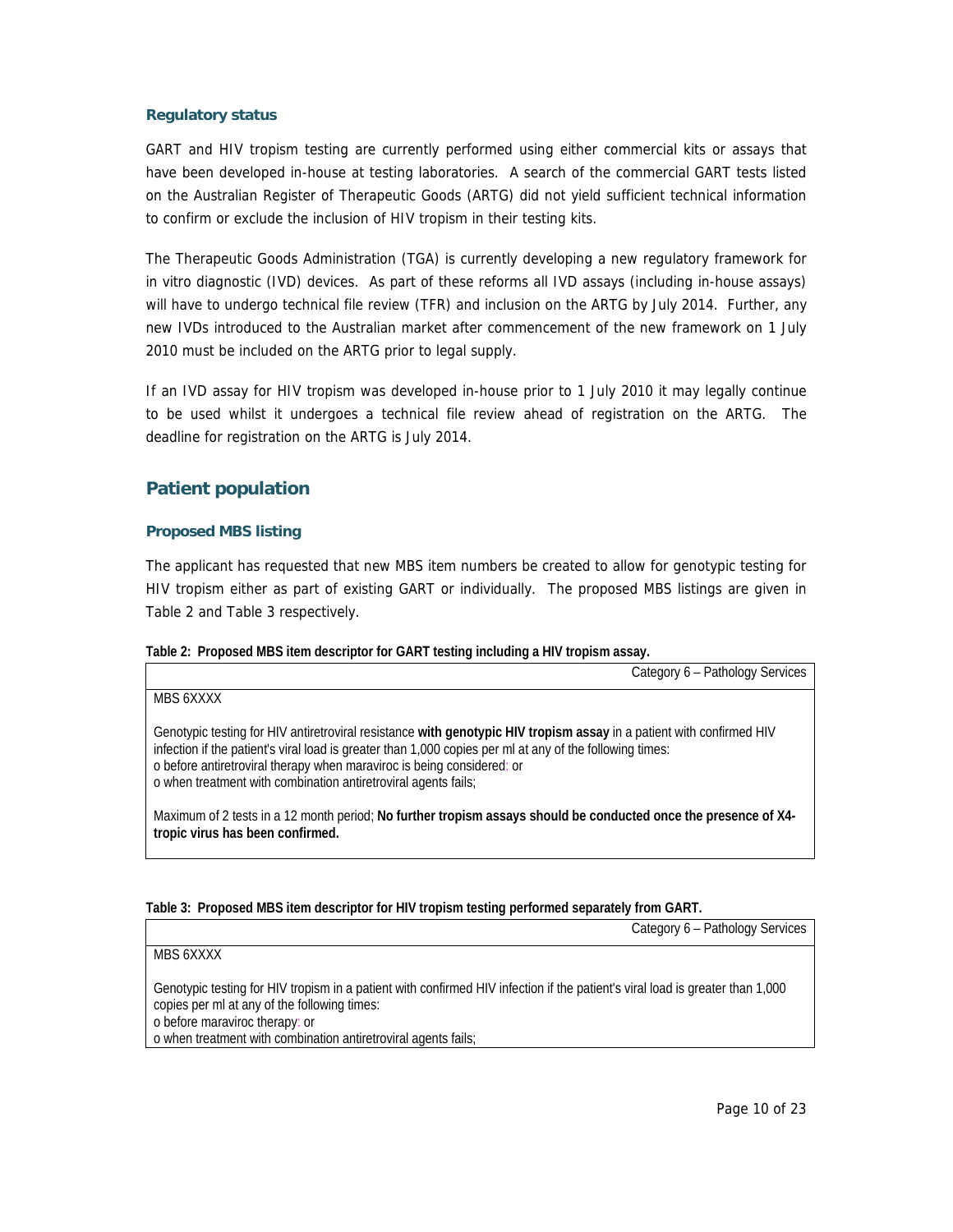### Regulatory status

GART and HIV tropism testing are currently performed using either commercial kits or assays that have been developed in-house at testing laboratories. A search of the commercial GART tests listed on the Australian Register of Therapeutic Goods (ARTG) did not yield sufficient technical information to confirm or exclude the inclusion of HIV tropism in their testing kits.

The Therapeutic Goods Administration (TGA) is currently developing a new regulatory framework for in vitro diagnostic (IVD) devices. As part of these reforms all IVD assays (including in-house assays) will have to undergo technical file review (TFR) and inclusion on the ARTG by July 2014. Further, any new IVDs introduced to the Australian market after commencement of the new framework on 1 July 2010 must be included on the ARTG prior to legal supply.

If an IVD assay for HIV tropism was developed in-house prior to 1 July 2010 it may legally continue to be used whilst it undergoes a technical file review ahead of registration on the ARTG. The deadline for registration on the ARTG is July 2014.

## Patient population

### Proposed MBS listing

The applicant has requested that new MBS item numbers be created to allow for genotypic testing for HIV tropism either as part of existing GART or individually. The proposed MBS listings are given in Table 2 and Table 3 respectively.

**Table 2: Proposed MBS item descriptor for GART testing including a HIV tropism assay.**

| Category 6 – Pathology Services |
|---|
| MBS 6XXXX<br><br>Genotypic testing for HIV antiretroviral resistance **with genotypic HIV tropism assay** in a patient with confirmed HIV infection if the patient's viral load is greater than 1,000 copies per ml at any of the following times:<br>o before antiretroviral therapy when maraviroc is being considered: or<br>o when treatment with combination antiretroviral agents fails;<br><br>Maximum of 2 tests in a 12 month period; **No further tropism assays should be conducted once the presence of X4-tropic virus has been confirmed.** |

**Table 3: Proposed MBS item descriptor for HIV tropism testing performed separately from GART.**

| Category 6 – Pathology Services |
|---|
| MBS 6XXXX<br><br>Genotypic testing for HIV tropism in a patient with confirmed HIV infection if the patient's viral load is greater than 1,000 copies per ml at any of the following times:<br>o before maraviroc therapy: or<br>o when treatment with combination antiretroviral agents fails; |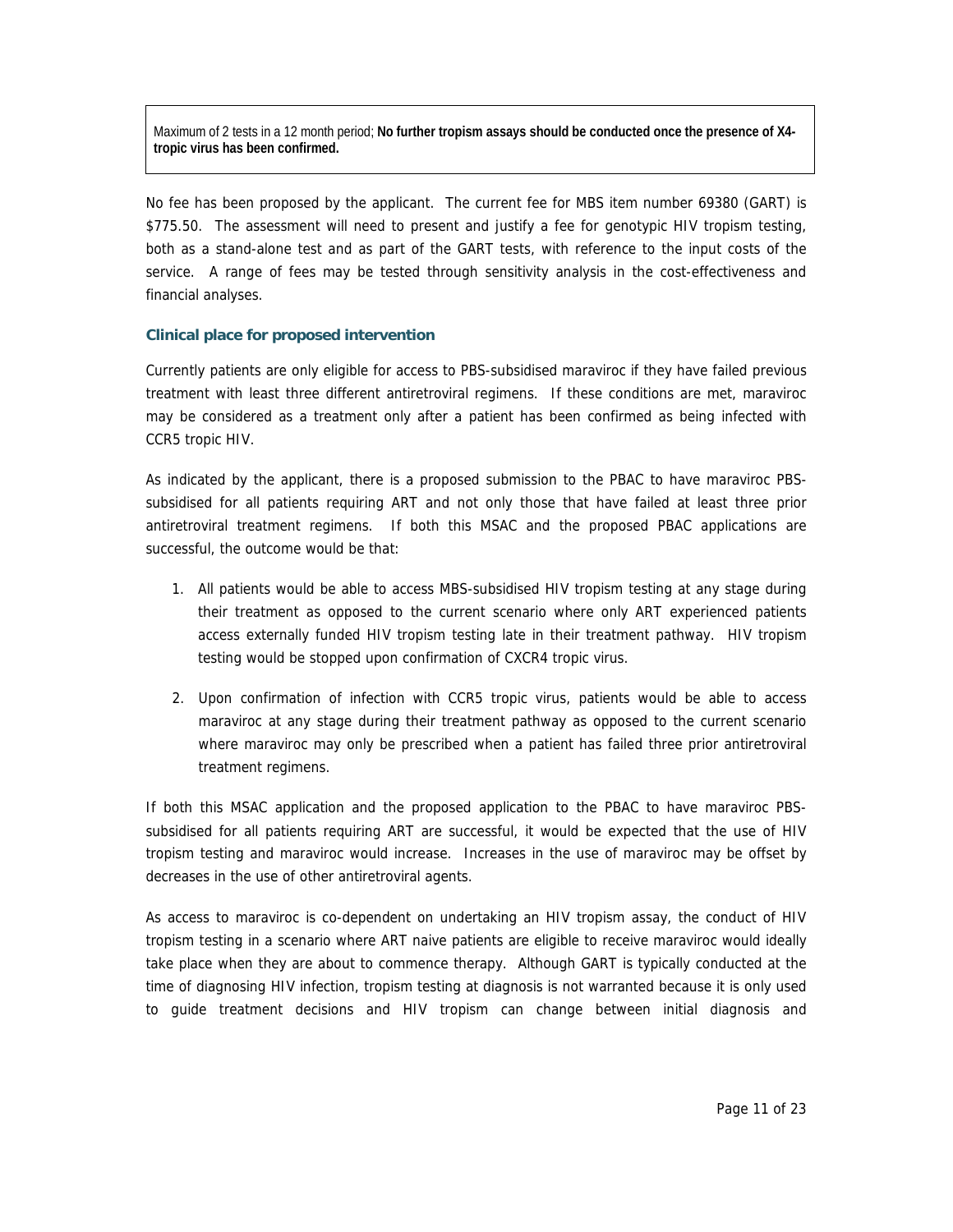| Maximum of 2 tests in a 12 month period; **No further tropism assays should be conducted once the presence of X4-tropic virus has been confirmed.** |
| --- |

No fee has been proposed by the applicant. The current fee for MBS item number 69380 (GART) is $775.50. The assessment will need to present and justify a fee for genotypic HIV tropism testing, both as a stand-alone test and as part of the GART tests, with reference to the input costs of the service. A range of fees may be tested through sensitivity analysis in the cost-effectiveness and financial analyses.

### Clinical place for proposed intervention

Currently patients are only eligible for access to PBS-subsidised maraviroc if they have failed previous treatment with least three different antiretroviral regimens. If these conditions are met, maraviroc may be considered as a treatment only after a patient has been confirmed as being infected with CCR5 tropic HIV.

As indicated by the applicant, there is a proposed submission to the PBAC to have maraviroc PBS-subsidised for all patients requiring ART and not only those that have failed at least three prior antiretroviral treatment regimens. If both this MSAC and the proposed PBAC applications are successful, the outcome would be that:

1. All patients would be able to access MBS-subsidised HIV tropism testing at any stage during their treatment as opposed to the current scenario where only ART experienced patients access externally funded HIV tropism testing late in their treatment pathway. HIV tropism testing would be stopped upon confirmation of CXCR4 tropic virus.
2. Upon confirmation of infection with CCR5 tropic virus, patients would be able to access maraviroc at any stage during their treatment pathway as opposed to the current scenario where maraviroc may only be prescribed when a patient has failed three prior antiretroviral treatment regimens.

If both this MSAC application and the proposed application to the PBAC to have maraviroc PBS-subsidised for all patients requiring ART are successful, it would be expected that the use of HIV tropism testing and maraviroc would increase. Increases in the use of maraviroc may be offset by decreases in the use of other antiretroviral agents.

As access to maraviroc is co-dependent on undertaking an HIV tropism assay, the conduct of HIV tropism testing in a scenario where ART naive patients are eligible to receive maraviroc would ideally take place when they are about to commence therapy. Although GART is typically conducted at the time of diagnosing HIV infection, tropism testing at diagnosis is not warranted because it is only used to guide treatment decisions and HIV tropism can change between initial diagnosis and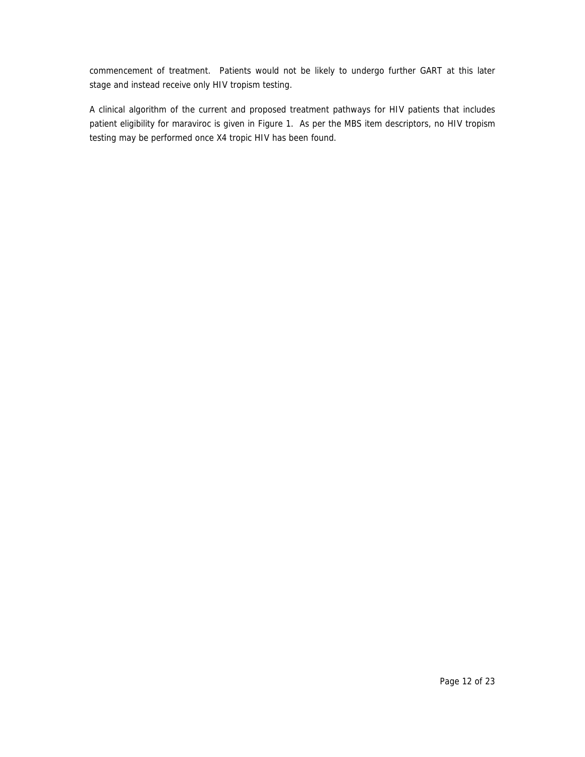commencement of treatment. Patients would not be likely to undergo further GART at this later stage and instead receive only HIV tropism testing.

A clinical algorithm of the current and proposed treatment pathways for HIV patients that includes patient eligibility for maraviroc is given in Figure 1. As per the MBS item descriptors, no HIV tropism testing may be performed once X4 tropic HIV has been found.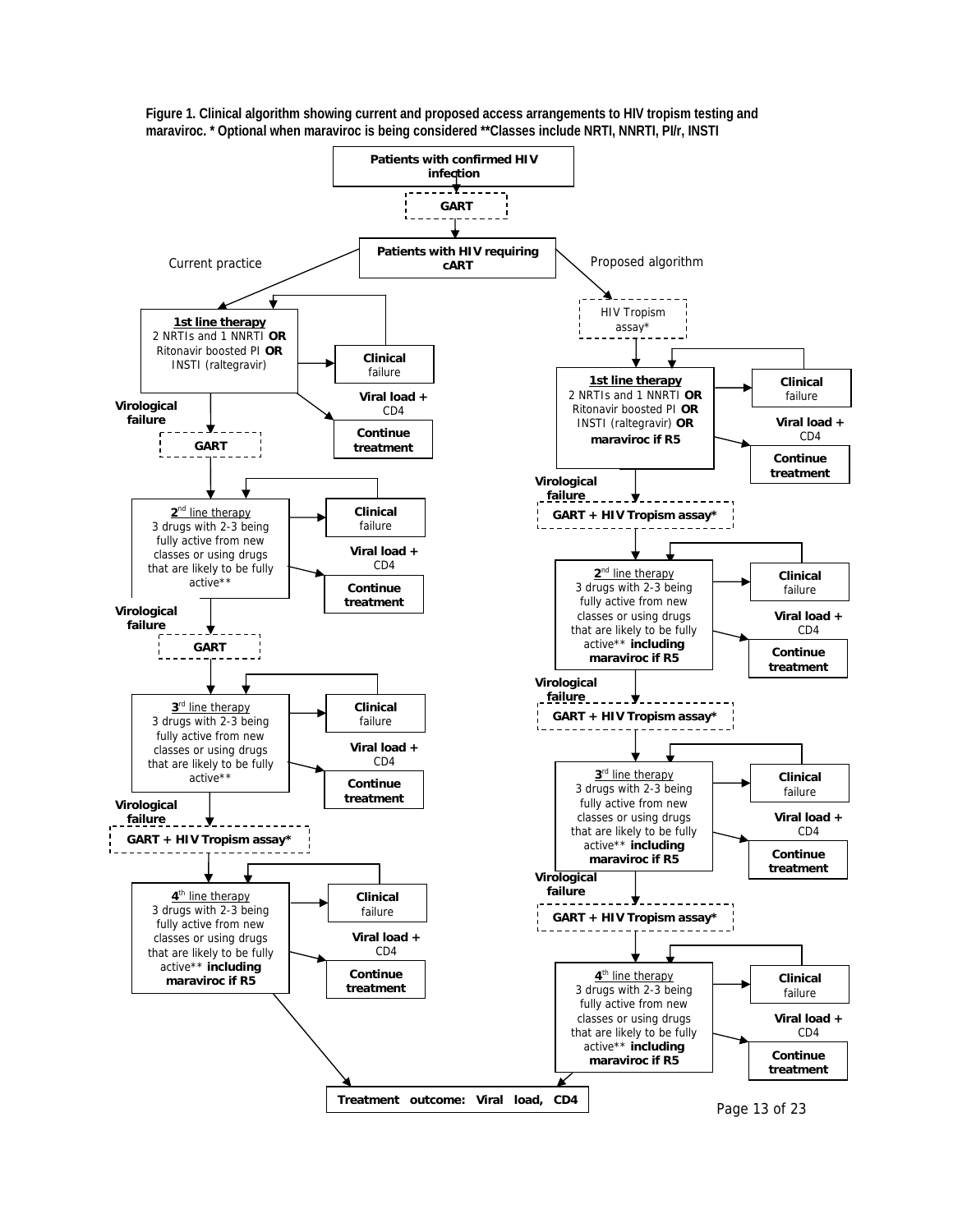**Figure 1. Clinical algorithm showing current and proposed access arrangements to HIV tropism testing and maraviroc. * Optional when maraviroc is being considered **Classes include NRTI, NNRTI, PI/r, INSTI**

**Patients with confirmed HIV infection**

**GART**

**Patients with HIV requiring cART**

Current practice

**1st line therapy**
2 NRTIs and 1 NNRTI **OR** Ritonavir boosted PI **OR** INSTI (raltegravir)

**Clinical** failure

**Viral load +** CD4

**Continue treatment**

**Virological failure**

**GART**

**2nd line therapy**
3 drugs with 2-3 being fully active from new classes or using drugs that are likely to be fully active**

**Clinical** failure

**Viral load +** CD4

**Continue treatment**

**Virological failure**

**GART**

**3rd line therapy**
3 drugs with 2-3 being fully active from new classes or using drugs that are likely to be fully active**

**Clinical** failure

**Viral load +** CD4

**Continue treatment**

**Virological failure**

**GART + HIV Tropism assay***

**4th line therapy**
3 drugs with 2-3 being fully active from new classes or using drugs that are likely to be fully active** **including maraviroc if R5**

**Clinical** failure

**Viral load +** CD4

**Continue treatment**

Proposed algorithm

HIV Tropism assay*

**1st line therapy**
2 NRTIs and 1 NNRTI **OR** Ritonavir boosted PI **OR** INSTI (raltegravir) **OR** **maraviroc if R5**

**Clinical** failure

**Viral load +** CD4

**Continue treatment**

**Virological failure**

**GART + HIV Tropism assay***

**2nd line therapy**
3 drugs with 2-3 being fully active from new classes or using drugs that are likely to be fully active** **including maraviroc if R5**

**Clinical** failure

**Viral load +** CD4

**Continue treatment**

**Virological failure**

**GART + HIV Tropism assay***

**3rd line therapy**
3 drugs with 2-3 being fully active from new classes or using drugs that are likely to be fully active** **including maraviroc if R5**

**Clinical** failure

**Viral load +** CD4

**Continue treatment**

**Virological failure**

**GART + HIV Tropism assay***

**4th line therapy**
3 drugs with 2-3 being fully active from new classes or using drugs that are likely to be fully active** **including maraviroc if R5**

**Clinical** failure

**Viral load +** CD4

**Continue treatment**

**Treatment outcome: Viral load, CD4**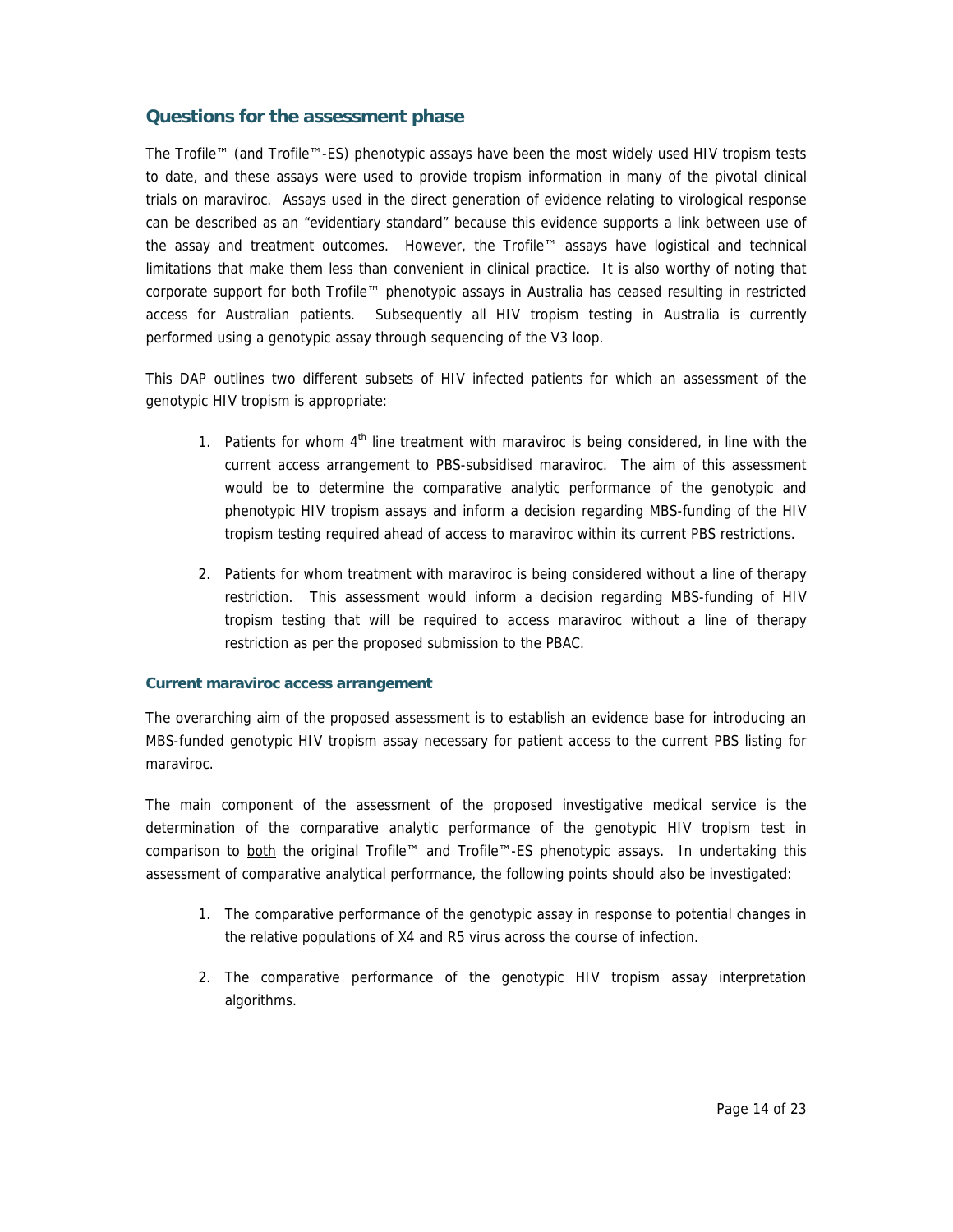## Questions for the assessment phase

The Trofile™ (and Trofile™-ES) phenotypic assays have been the most widely used HIV tropism tests to date, and these assays were used to provide tropism information in many of the pivotal clinical trials on maraviroc. Assays used in the direct generation of evidence relating to virological response can be described as an "evidentiary standard" because this evidence supports a link between use of the assay and treatment outcomes. However, the Trofile™ assays have logistical and technical limitations that make them less than convenient in clinical practice. It is also worthy of noting that corporate support for both Trofile™ phenotypic assays in Australia has ceased resulting in restricted access for Australian patients. Subsequently all HIV tropism testing in Australia is currently performed using a genotypic assay through sequencing of the V3 loop.

This DAP outlines two different subsets of HIV infected patients for which an assessment of the genotypic HIV tropism is appropriate:

1. Patients for whom 4th line treatment with maraviroc is being considered, in line with the current access arrangement to PBS-subsidised maraviroc. The aim of this assessment would be to determine the comparative analytic performance of the genotypic and phenotypic HIV tropism assays and inform a decision regarding MBS-funding of the HIV tropism testing required ahead of access to maraviroc within its current PBS restrictions.

2. Patients for whom treatment with maraviroc is being considered without a line of therapy restriction. This assessment would inform a decision regarding MBS-funding of HIV tropism testing that will be required to access maraviroc without a line of therapy restriction as per the proposed submission to the PBAC.

### Current maraviroc access arrangement

The overarching aim of the proposed assessment is to establish an evidence base for introducing an MBS-funded genotypic HIV tropism assay necessary for patient access to the current PBS listing for maraviroc.

The main component of the assessment of the proposed investigative medical service is the determination of the comparative analytic performance of the genotypic HIV tropism test in comparison to both the original Trofile™ and Trofile™-ES phenotypic assays. In undertaking this assessment of comparative analytical performance, the following points should also be investigated:

1. The comparative performance of the genotypic assay in response to potential changes in the relative populations of X4 and R5 virus across the course of infection.

2. The comparative performance of the genotypic HIV tropism assay interpretation algorithms.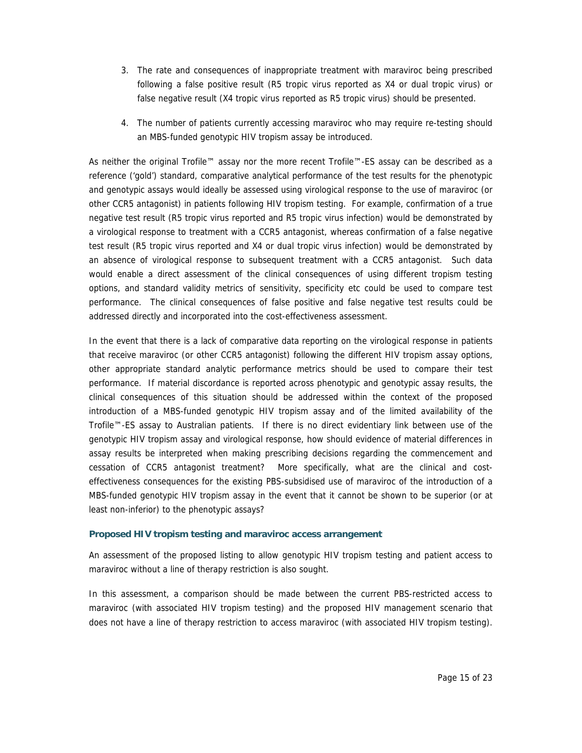3. The rate and consequences of inappropriate treatment with maraviroc being prescribed following a false positive result (R5 tropic virus reported as X4 or dual tropic virus) or false negative result (X4 tropic virus reported as R5 tropic virus) should be presented.
4. The number of patients currently accessing maraviroc who may require re-testing should an MBS-funded genotypic HIV tropism assay be introduced.

As neither the original Trofile™ assay nor the more recent Trofile™-ES assay can be described as a reference ('gold') standard, comparative analytical performance of the test results for the phenotypic and genotypic assays would ideally be assessed using virological response to the use of maraviroc (or other CCR5 antagonist) in patients following HIV tropism testing. For example, confirmation of a true negative test result (R5 tropic virus reported and R5 tropic virus infection) would be demonstrated by a virological response to treatment with a CCR5 antagonist, whereas confirmation of a false negative test result (R5 tropic virus reported and X4 or dual tropic virus infection) would be demonstrated by an absence of virological response to subsequent treatment with a CCR5 antagonist. Such data would enable a direct assessment of the clinical consequences of using different tropism testing options, and standard validity metrics of sensitivity, specificity etc could be used to compare test performance. The clinical consequences of false positive and false negative test results could be addressed directly and incorporated into the cost-effectiveness assessment.

In the event that there is a lack of comparative data reporting on the virological response in patients that receive maraviroc (or other CCR5 antagonist) following the different HIV tropism assay options, other appropriate standard analytic performance metrics should be used to compare their test performance. If material discordance is reported across phenotypic and genotypic assay results, the clinical consequences of this situation should be addressed within the context of the proposed introduction of a MBS-funded genotypic HIV tropism assay and of the limited availability of the Trofile™-ES assay to Australian patients. If there is no direct evidentiary link between use of the genotypic HIV tropism assay and virological response, how should evidence of material differences in assay results be interpreted when making prescribing decisions regarding the commencement and cessation of CCR5 antagonist treatment? More specifically, what are the clinical and cost-effectiveness consequences for the existing PBS-subsidised use of maraviroc of the introduction of a MBS-funded genotypic HIV tropism assay in the event that it cannot be shown to be superior (or at least non-inferior) to the phenotypic assays?

### Proposed HIV tropism testing and maraviroc access arrangement

An assessment of the proposed listing to allow genotypic HIV tropism testing and patient access to maraviroc without a line of therapy restriction is also sought.

In this assessment, a comparison should be made between the current PBS-restricted access to maraviroc (with associated HIV tropism testing) and the proposed HIV management scenario that does not have a line of therapy restriction to access maraviroc (with associated HIV tropism testing).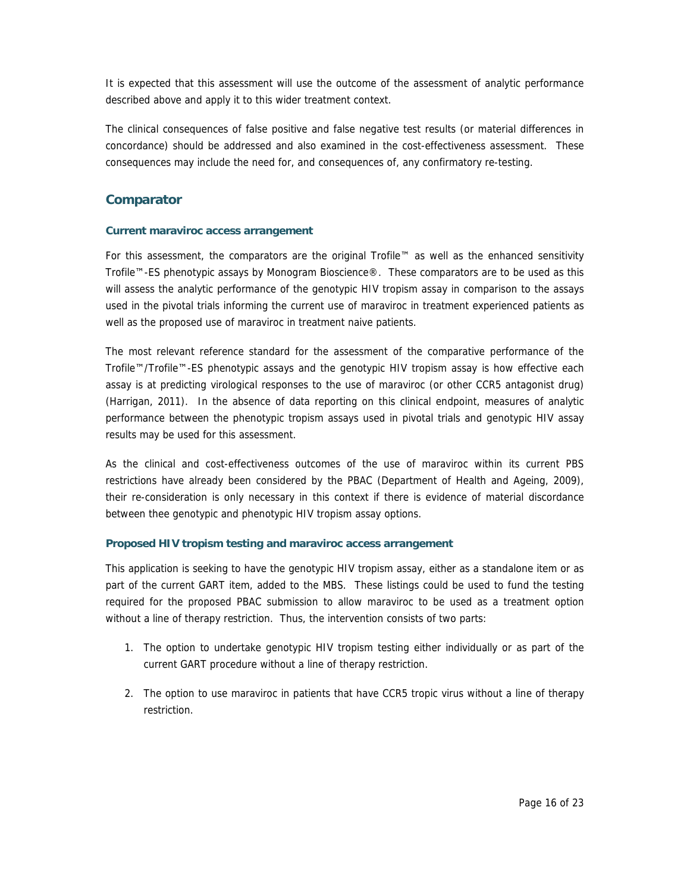It is expected that this assessment will use the outcome of the assessment of analytic performance described above and apply it to this wider treatment context.

The clinical consequences of false positive and false negative test results (or material differences in concordance) should be addressed and also examined in the cost-effectiveness assessment. These consequences may include the need for, and consequences of, any confirmatory re-testing.

## Comparator

### Current maraviroc access arrangement

For this assessment, the comparators are the original Trofile™ as well as the enhanced sensitivity Trofile™-ES phenotypic assays by Monogram Bioscience®. These comparators are to be used as this will assess the analytic performance of the genotypic HIV tropism assay in comparison to the assays used in the pivotal trials informing the current use of maraviroc in treatment experienced patients as well as the proposed use of maraviroc in treatment naive patients.

The most relevant reference standard for the assessment of the comparative performance of the Trofile™/Trofile™-ES phenotypic assays and the genotypic HIV tropism assay is how effective each assay is at predicting virological responses to the use of maraviroc (or other CCR5 antagonist drug) (Harrigan, 2011). In the absence of data reporting on this clinical endpoint, measures of analytic performance between the phenotypic tropism assays used in pivotal trials and genotypic HIV assay results may be used for this assessment.

As the clinical and cost-effectiveness outcomes of the use of maraviroc within its current PBS restrictions have already been considered by the PBAC (Department of Health and Ageing, 2009), their re-consideration is only necessary in this context if there is evidence of material discordance between thee genotypic and phenotypic HIV tropism assay options.

### Proposed HIV tropism testing and maraviroc access arrangement

This application is seeking to have the genotypic HIV tropism assay, either as a standalone item or as part of the current GART item, added to the MBS. These listings could be used to fund the testing required for the proposed PBAC submission to allow maraviroc to be used as a treatment option without a line of therapy restriction. Thus, the intervention consists of two parts:

1. The option to undertake genotypic HIV tropism testing either individually or as part of the current GART procedure without a line of therapy restriction.
2. The option to use maraviroc in patients that have CCR5 tropic virus without a line of therapy restriction.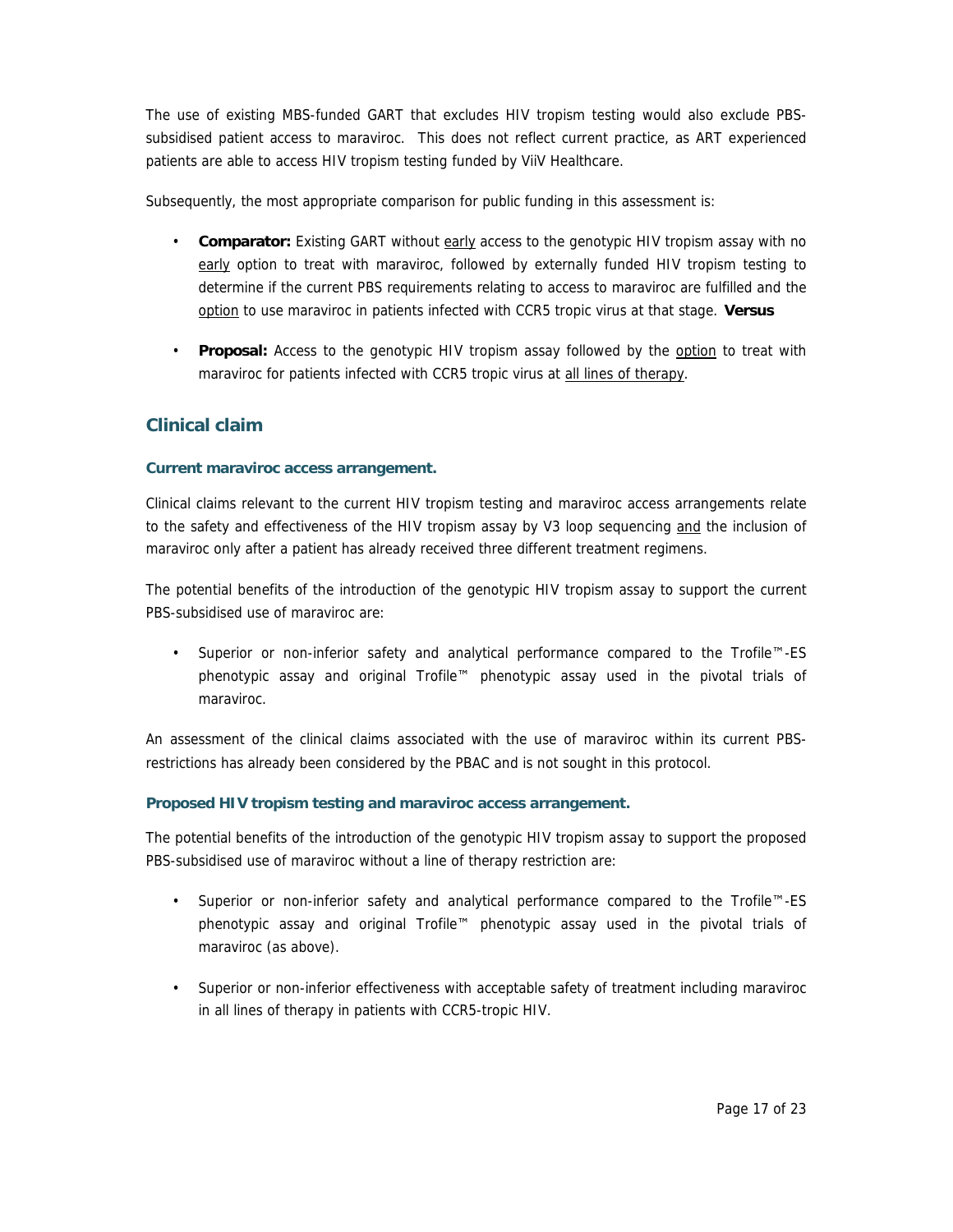The use of existing MBS-funded GART that excludes HIV tropism testing would also exclude PBS-subsidised patient access to maraviroc. This does not reflect current practice, as ART experienced patients are able to access HIV tropism testing funded by ViiV Healthcare.

Subsequently, the most appropriate comparison for public funding in this assessment is:

- **Comparator:** Existing GART without early access to the genotypic HIV tropism assay with no early option to treat with maraviroc, followed by externally funded HIV tropism testing to determine if the current PBS requirements relating to access to maraviroc are fulfilled and the option to use maraviroc in patients infected with CCR5 tropic virus at that stage. **Versus**

- **Proposal:** Access to the genotypic HIV tropism assay followed by the option to treat with maraviroc for patients infected with CCR5 tropic virus at all lines of therapy.

## Clinical claim

### Current maraviroc access arrangement.

Clinical claims relevant to the current HIV tropism testing and maraviroc access arrangements relate to the safety and effectiveness of the HIV tropism assay by V3 loop sequencing and the inclusion of maraviroc only after a patient has already received three different treatment regimens.

The potential benefits of the introduction of the genotypic HIV tropism assay to support the current PBS-subsidised use of maraviroc are:

- Superior or non-inferior safety and analytical performance compared to the Trofile™-ES phenotypic assay and original Trofile™ phenotypic assay used in the pivotal trials of maraviroc.

An assessment of the clinical claims associated with the use of maraviroc within its current PBS-restrictions has already been considered by the PBAC and is not sought in this protocol.

### Proposed HIV tropism testing and maraviroc access arrangement.

The potential benefits of the introduction of the genotypic HIV tropism assay to support the proposed PBS-subsidised use of maraviroc without a line of therapy restriction are:

- Superior or non-inferior safety and analytical performance compared to the Trofile™-ES phenotypic assay and original Trofile™ phenotypic assay used in the pivotal trials of maraviroc (as above).

- Superior or non-inferior effectiveness with acceptable safety of treatment including maraviroc in all lines of therapy in patients with CCR5-tropic HIV.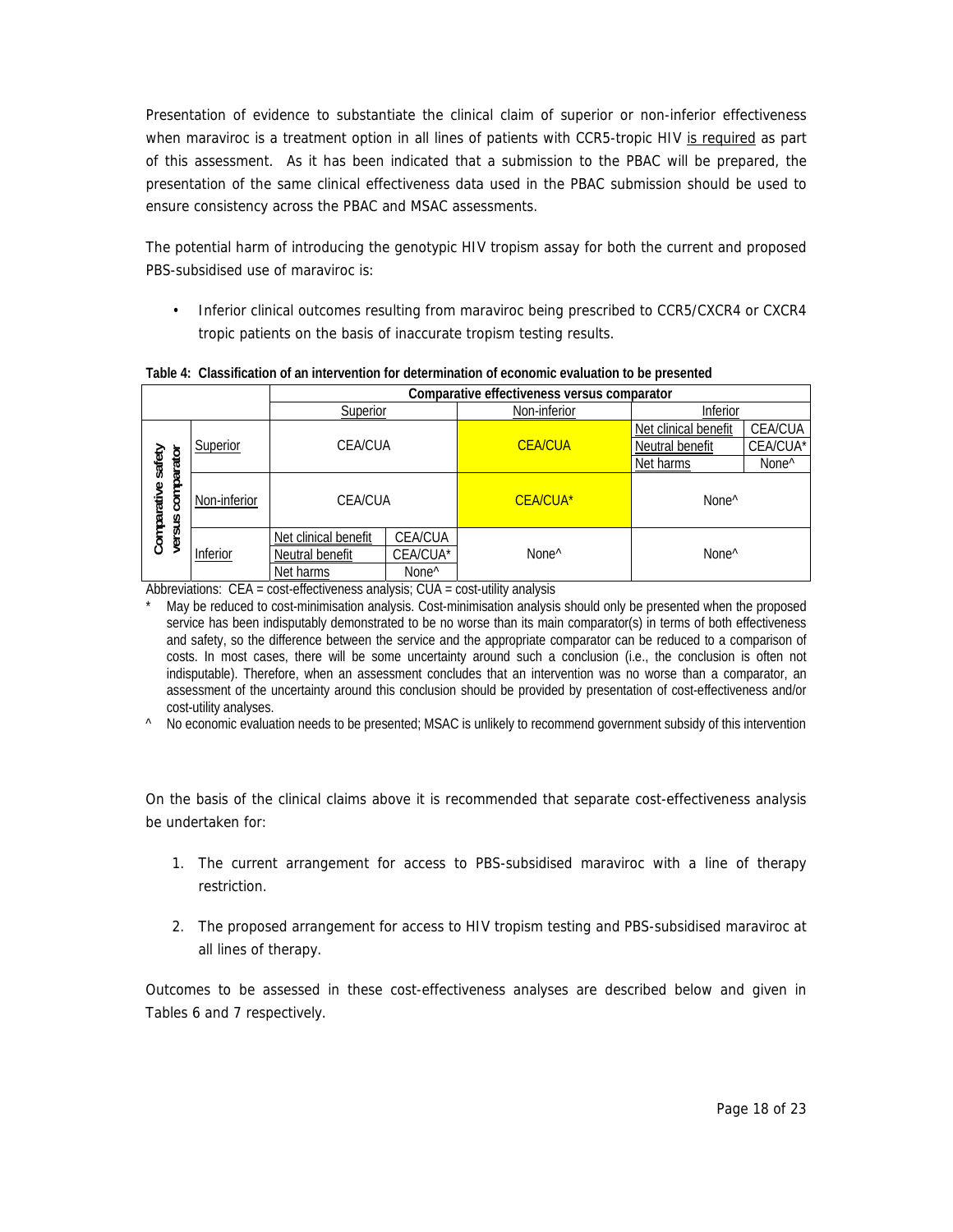Presentation of evidence to substantiate the clinical claim of superior or non-inferior effectiveness when maraviroc is a treatment option in all lines of patients with CCR5-tropic HIV is required as part of this assessment. As it has been indicated that a submission to the PBAC will be prepared, the presentation of the same clinical effectiveness data used in the PBAC submission should be used to ensure consistency across the PBAC and MSAC assessments.

The potential harm of introducing the genotypic HIV tropism assay for both the current and proposed PBS-subsidised use of maraviroc is:

- Inferior clinical outcomes resulting from maraviroc being prescribed to CCR5/CXCR4 or CXCR4 tropic patients on the basis of inaccurate tropism testing results.

**Table 4: Classification of an intervention for determination of economic evaluation to be presented**

| | | Comparative effectiveness versus comparator | | | | |
|---|---|---|---|---|---|---|
| | | Superior | | Non-inferior | Inferior | |
| Comparative safety versus comparator | Superior | CEA/CUA | | CEA/CUA | Net clinical benefit | CEA/CUA |
| | | | | | Neutral benefit | CEA/CUA* |
| | | | | | Net harms | None^ |
| | Non-inferior | CEA/CUA | | CEA/CUA* | None^ | |
| | Inferior | Net clinical benefit | CEA/CUA | None^ | None^ | |
| | | Neutral benefit | CEA/CUA* | | | |
| | | Net harms | None^ | | | |

Abbreviations: CEA = cost-effectiveness analysis; CUA = cost-utility analysis

\* May be reduced to cost-minimisation analysis. Cost-minimisation analysis should only be presented when the proposed service has been indisputably demonstrated to be no worse than its main comparator(s) in terms of both effectiveness and safety, so the difference between the service and the appropriate comparator can be reduced to a comparison of costs. In most cases, there will be some uncertainty around such a conclusion (i.e., the conclusion is often not indisputable). Therefore, when an assessment concludes that an intervention was no worse than a comparator, an assessment of the uncertainty around this conclusion should be provided by presentation of cost-effectiveness and/or cost-utility analyses.

^ No economic evaluation needs to be presented; MSAC is unlikely to recommend government subsidy of this intervention

On the basis of the clinical claims above it is recommended that separate cost-effectiveness analysis be undertaken for:

1. The current arrangement for access to PBS-subsidised maraviroc with a line of therapy restriction.
2. The proposed arrangement for access to HIV tropism testing and PBS-subsidised maraviroc at all lines of therapy.

Outcomes to be assessed in these cost-effectiveness analyses are described below and given in Tables 6 and 7 respectively.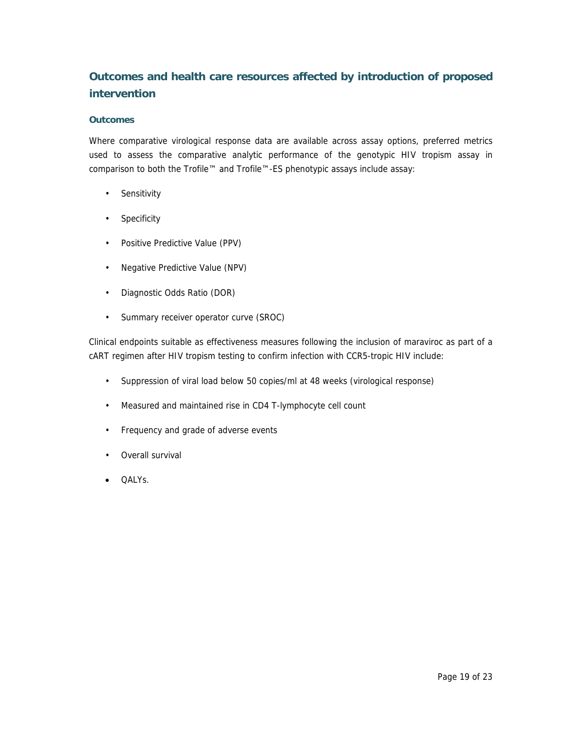## Outcomes and health care resources affected by introduction of proposed intervention

### Outcomes

Where comparative virological response data are available across assay options, preferred metrics used to assess the comparative analytic performance of the genotypic HIV tropism assay in comparison to both the Trofile™ and Trofile™-ES phenotypic assays include assay:

- Sensitivity
- Specificity
- Positive Predictive Value (PPV)
- Negative Predictive Value (NPV)
- Diagnostic Odds Ratio (DOR)
- Summary receiver operator curve (SROC)

Clinical endpoints suitable as effectiveness measures following the inclusion of maraviroc as part of a cART regimen after HIV tropism testing to confirm infection with CCR5-tropic HIV include:

- Suppression of viral load below 50 copies/ml at 48 weeks (virological response)
- Measured and maintained rise in CD4 T-lymphocyte cell count
- Frequency and grade of adverse events
- Overall survival
- QALYs.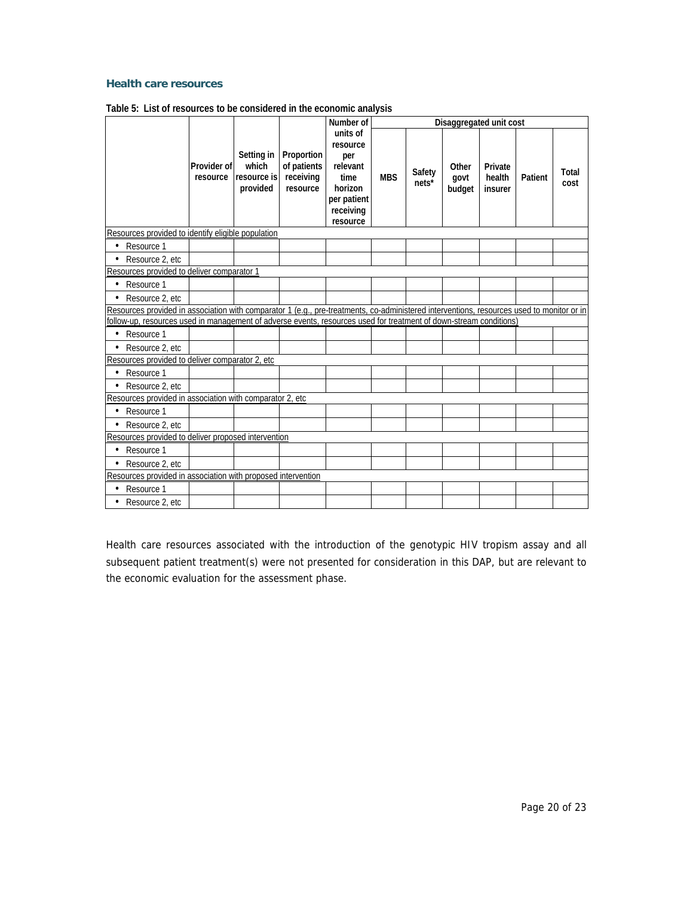### Health care resources

**Table 5: List of resources to be considered in the economic analysis**

| | Provider of resource | Setting in which resource is provided | Proportion of patients receiving resource | Number of units of resource per relevant time horizon per patient receiving resource | Disaggregated unit cost | | | | | |
|---|---|---|---|---|---|---|---|---|---|---|
| | | | | | MBS | Safety nets* | Other govt budget | Private health insurer | Patient | Total cost |
| Resources provided to identify eligible population | | | | | | | | | | |
| • Resource 1 | | | | | | | | | | |
| • Resource 2, etc | | | | | | | | | | |
| Resources provided to deliver comparator 1 | | | | | | | | | | |
| • Resource 1 | | | | | | | | | | |
| • Resource 2, etc | | | | | | | | | | |
| Resources provided in association with comparator 1 (e.g., pre-treatments, co-administered interventions, resources used to monitor or in follow-up, resources used in management of adverse events, resources used for treatment of down-stream conditions) | | | | | | | | | | |
| • Resource 1 | | | | | | | | | | |
| • Resource 2, etc | | | | | | | | | | |
| Resources provided to deliver comparator 2, etc | | | | | | | | | | |
| • Resource 1 | | | | | | | | | | |
| • Resource 2, etc | | | | | | | | | | |
| Resources provided in association with comparator 2, etc | | | | | | | | | | |
| • Resource 1 | | | | | | | | | | |
| • Resource 2, etc | | | | | | | | | | |
| Resources provided to deliver proposed intervention | | | | | | | | | | |
| • Resource 1 | | | | | | | | | | |
| • Resource 2, etc | | | | | | | | | | |
| Resources provided in association with proposed intervention | | | | | | | | | | |
| • Resource 1 | | | | | | | | | | |
| • Resource 2, etc | | | | | | | | | | |

Health care resources associated with the introduction of the genotypic HIV tropism assay and all subsequent patient treatment(s) were not presented for consideration in this DAP, but are relevant to the economic evaluation for the assessment phase.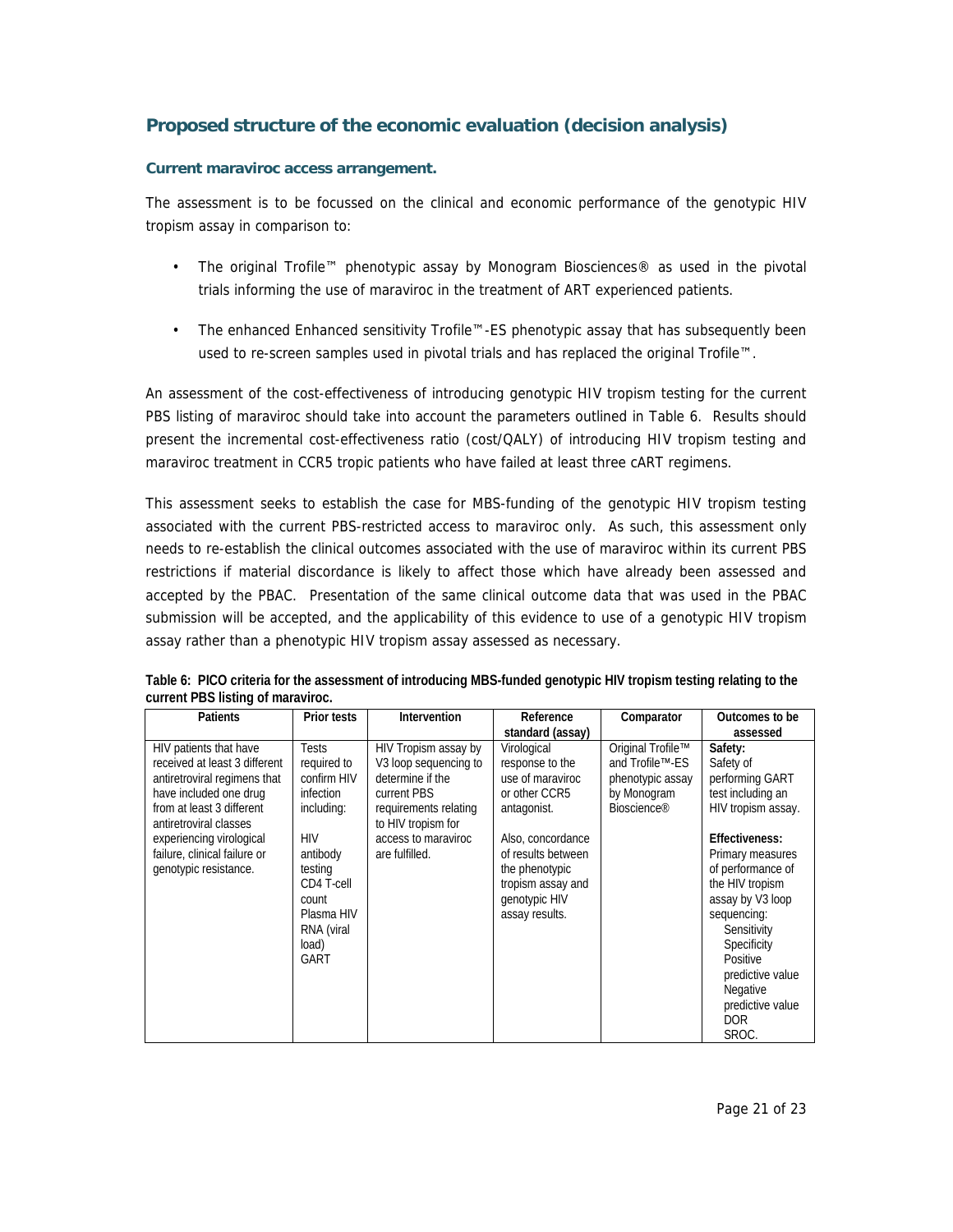## Proposed structure of the economic evaluation (decision analysis)

### Current maraviroc access arrangement.

The assessment is to be focussed on the clinical and economic performance of the genotypic HIV tropism assay in comparison to:

- The original Trofile™ phenotypic assay by Monogram Biosciences® as used in the pivotal trials informing the use of maraviroc in the treatment of ART experienced patients.
- The enhanced Enhanced sensitivity Trofile™-ES phenotypic assay that has subsequently been used to re-screen samples used in pivotal trials and has replaced the original Trofile™.

An assessment of the cost-effectiveness of introducing genotypic HIV tropism testing for the current PBS listing of maraviroc should take into account the parameters outlined in Table 6. Results should present the incremental cost-effectiveness ratio (cost/QALY) of introducing HIV tropism testing and maraviroc treatment in CCR5 tropic patients who have failed at least three cART regimens.

This assessment seeks to establish the case for MBS-funding of the genotypic HIV tropism testing associated with the current PBS-restricted access to maraviroc only. As such, this assessment only needs to re-establish the clinical outcomes associated with the use of maraviroc within its current PBS restrictions if material discordance is likely to affect those which have already been assessed and accepted by the PBAC. Presentation of the same clinical outcome data that was used in the PBAC submission will be accepted, and the applicability of this evidence to use of a genotypic HIV tropism assay rather than a phenotypic HIV tropism assay assessed as necessary.

**Table 6: PICO criteria for the assessment of introducing MBS-funded genotypic HIV tropism testing relating to the current PBS listing of maraviroc.**

| Patients | Prior tests | Intervention | Reference standard (assay) | Comparator | Outcomes to be assessed |
|---|---|---|---|---|---|
| HIV patients that have received at least 3 different antiretroviral regimens that have included one drug from at least 3 different antiretroviral classes experiencing virological failure, clinical failure or genotypic resistance. | Tests required to confirm HIV infection including:<br><br>HIV antibody testing<br>CD4 T-cell count<br>Plasma HIV RNA (viral load)<br>GART | HIV Tropism assay by V3 loop sequencing to determine if the current PBS requirements relating to HIV tropism for access to maraviroc are fulfilled. | Virological response to the use of maraviroc or other CCR5 antagonist.<br><br>Also, concordance of results between the phenotypic tropism assay and genotypic HIV assay results. | Original Trofile™ and Trofile™-ES phenotypic assay by Monogram Bioscience® | **Safety:**<br>Safety of performing GART test including an HIV tropism assay.<br><br>**Effectiveness:**<br>Primary measures of performance of the HIV tropism assay by V3 loop sequencing:<br>Sensitivity<br>Specificity<br>Positive predictive value<br>Negative predictive value<br>DOR<br>SROC. |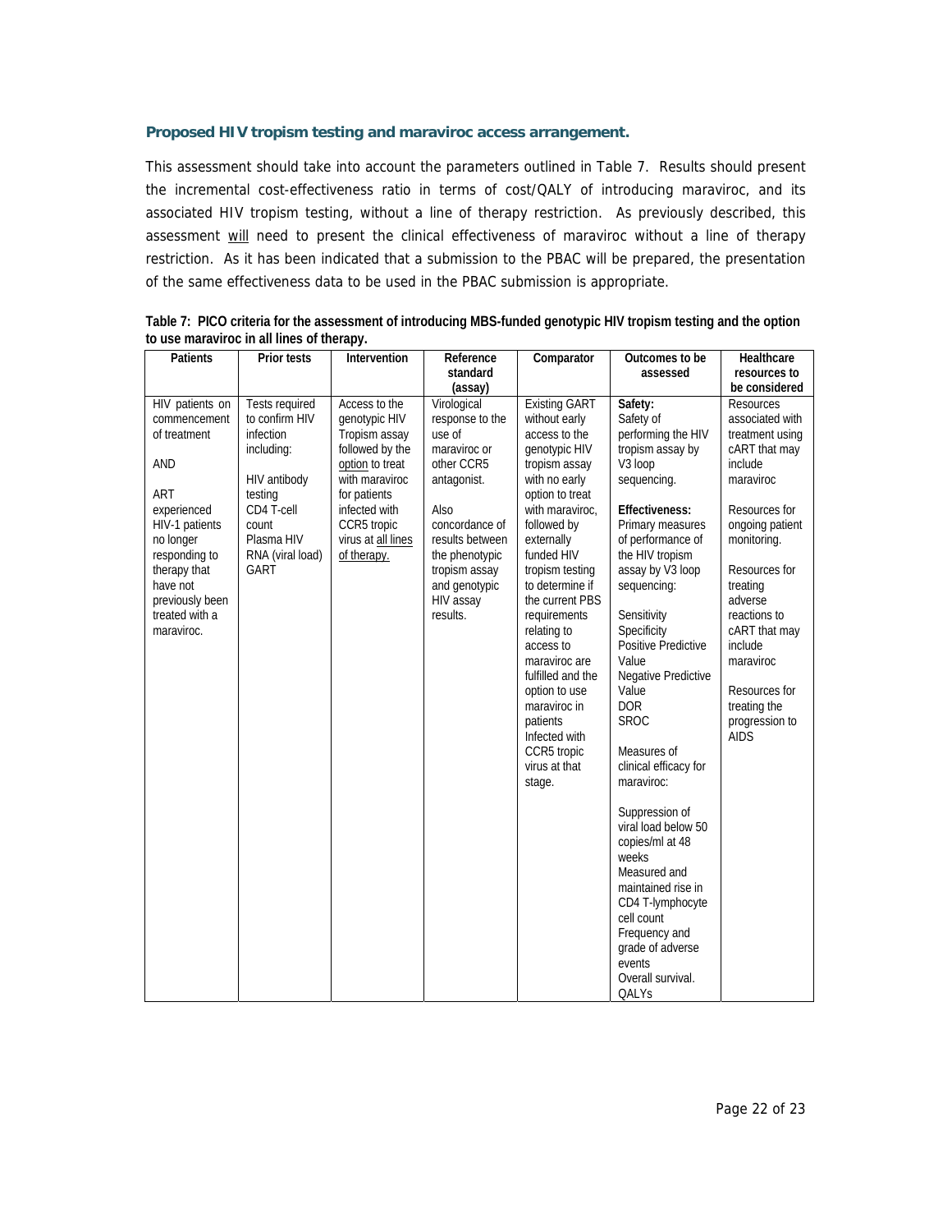### Proposed HIV tropism testing and maraviroc access arrangement.

This assessment should take into account the parameters outlined in Table 7. Results should present the incremental cost-effectiveness ratio in terms of cost/QALY of introducing maraviroc, and its associated HIV tropism testing, without a line of therapy restriction. As previously described, this assessment will need to present the clinical effectiveness of maraviroc without a line of therapy restriction. As it has been indicated that a submission to the PBAC will be prepared, the presentation of the same effectiveness data to be used in the PBAC submission is appropriate.

**Table 7: PICO criteria for the assessment of introducing MBS-funded genotypic HIV tropism testing and the option to use maraviroc in all lines of therapy.**

| Patients | Prior tests | Intervention | Reference standard (assay) | Comparator | Outcomes to be assessed | Healthcare resources to be considered |
|---|---|---|---|---|---|---|
| HIV patients on commencement of treatment<br><br>AND<br><br>ART experienced HIV-1 patients no longer responding to therapy that have not previously been treated with a maraviroc. | Tests required to confirm HIV infection including:<br><br>HIV antibody testing<br>CD4 T-cell count<br>Plasma HIV RNA (viral load)<br>GART | Access to the genotypic HIV Tropism assay followed by the option to treat with maraviroc for patients infected with CCR5 tropic virus at all lines of therapy. | Virological response to the use of maraviroc or other CCR5 antagonist.<br><br>Also concordance of results between the phenotypic tropism assay and genotypic HIV assay results. | Existing GART without early access to the genotypic HIV tropism assay with no early option to treat with maraviroc, followed by externally funded HIV tropism testing to determine if the current PBS requirements relating to access to maraviroc are fulfilled and the option to use maraviroc in patients Infected with CCR5 tropic virus at that stage. | **Safety:**<br>Safety of performing the HIV tropism assay by V3 loop sequencing.<br><br>**Effectiveness:**<br>Primary measures of performance of the HIV tropism assay by V3 loop sequencing:<br><br>Sensitivity<br>Specificity<br>Positive Predictive Value<br>Negative Predictive Value<br>DOR<br>SROC<br><br>Measures of clinical efficacy for maraviroc:<br><br>Suppression of viral load below 50 copies/ml at 48 weeks<br>Measured and maintained rise in CD4 T-lymphocyte cell count<br>Frequency and grade of adverse events<br>Overall survival.<br>QALYs | Resources associated with treatment using cART that may include maraviroc<br><br>Resources for ongoing patient monitoring.<br><br>Resources for treating adverse reactions to cART that may include maraviroc<br><br>Resources for treating the progression to AIDS |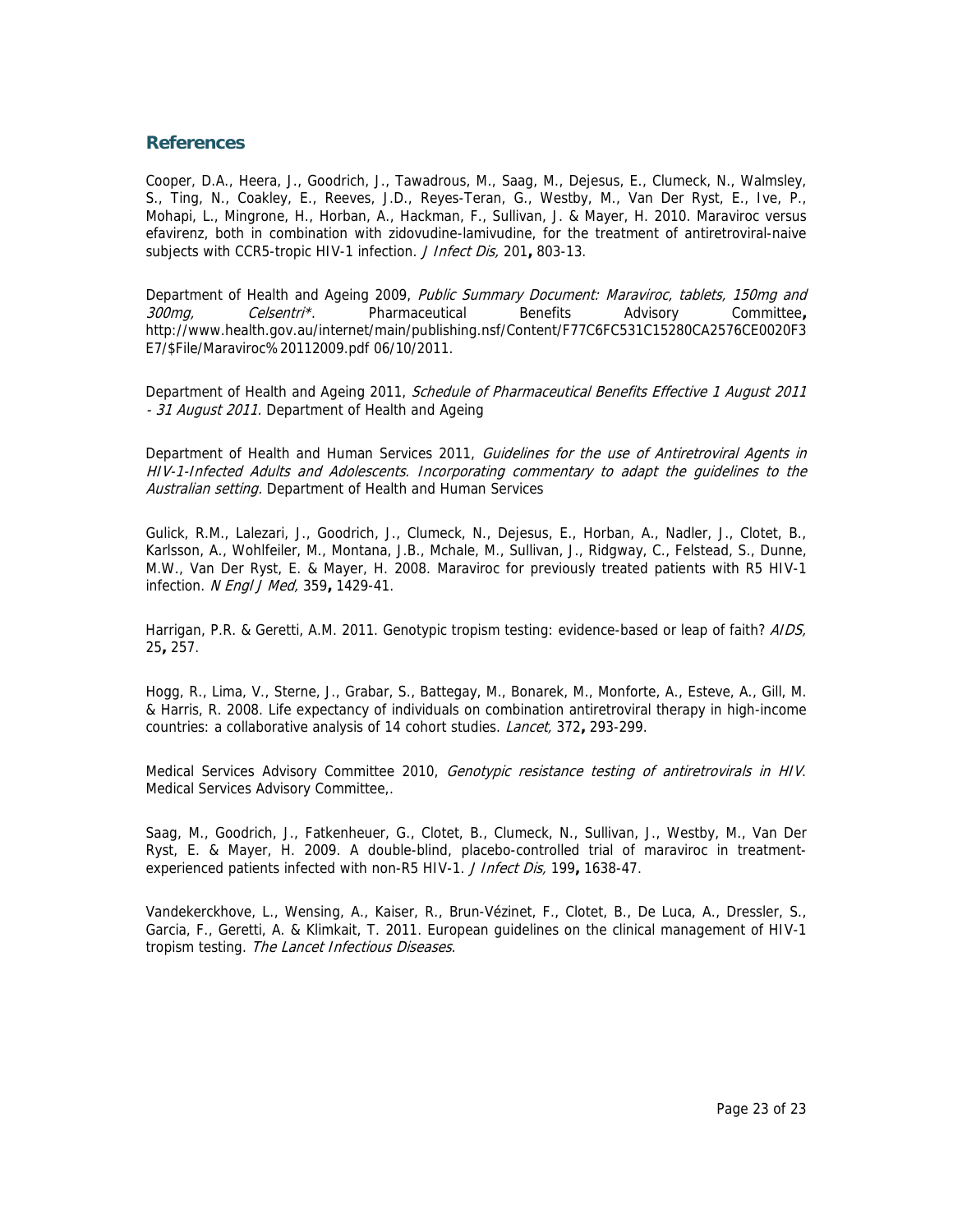## References

Cooper, D.A., Heera, J., Goodrich, J., Tawadrous, M., Saag, M., Dejesus, E., Clumeck, N., Walmsley, S., Ting, N., Coakley, E., Reeves, J.D., Reyes-Teran, G., Westby, M., Van Der Ryst, E., Ive, P., Mohapi, L., Mingrone, H., Horban, A., Hackman, F., Sullivan, J. & Mayer, H. 2010. Maraviroc versus efavirenz, both in combination with zidovudine-lamivudine, for the treatment of antiretroviral-naive subjects with CCR5-tropic HIV-1 infection. *J Infect Dis,* 201**,** 803-13.

Department of Health and Ageing 2009, *Public Summary Document: Maraviroc, tablets, 150mg and 300mg, Celsentri*\**. Pharmaceutical Benefits Advisory Committee**,** http://www.health.gov.au/internet/main/publishing.nsf/Content/F77C6FC531C15280CA2576CE0020F3E7/$File/Maraviroc%20112009.pdf 06/10/2011.

Department of Health and Ageing 2011, *Schedule of Pharmaceutical Benefits Effective 1 August 2011 - 31 August 2011.* Department of Health and Ageing

Department of Health and Human Services 2011, *Guidelines for the use of Antiretroviral Agents in HIV-1-Infected Adults and Adolescents. Incorporating commentary to adapt the guidelines to the Australian setting.* Department of Health and Human Services

Gulick, R.M., Lalezari, J., Goodrich, J., Clumeck, N., Dejesus, E., Horban, A., Nadler, J., Clotet, B., Karlsson, A., Wohlfeiler, M., Montana, J.B., Mchale, M., Sullivan, J., Ridgway, C., Felstead, S., Dunne, M.W., Van Der Ryst, E. & Mayer, H. 2008. Maraviroc for previously treated patients with R5 HIV-1 infection. *N Engl J Med,* 359**,** 1429-41.

Harrigan, P.R. & Geretti, A.M. 2011. Genotypic tropism testing: evidence-based or leap of faith? *AIDS,* 25**,** 257.

Hogg, R., Lima, V., Sterne, J., Grabar, S., Battegay, M., Bonarek, M., Monforte, A., Esteve, A., Gill, M. & Harris, R. 2008. Life expectancy of individuals on combination antiretroviral therapy in high-income countries: a collaborative analysis of 14 cohort studies. *Lancet,* 372**,** 293-299.

Medical Services Advisory Committee 2010, *Genotypic resistance testing of antiretrovirals in HIV*. Medical Services Advisory Committee,.

Saag, M., Goodrich, J., Fatkenheuer, G., Clotet, B., Clumeck, N., Sullivan, J., Westby, M., Van Der Ryst, E. & Mayer, H. 2009. A double-blind, placebo-controlled trial of maraviroc in treatment-experienced patients infected with non-R5 HIV-1. *J Infect Dis,* 199**,** 1638-47.

Vandekerckhove, L., Wensing, A., Kaiser, R., Brun-Vézinet, F., Clotet, B., De Luca, A., Dressler, S., Garcia, F., Geretti, A. & Klimkait, T. 2011. European guidelines on the clinical management of HIV-1 tropism testing. *The Lancet Infectious Diseases*.